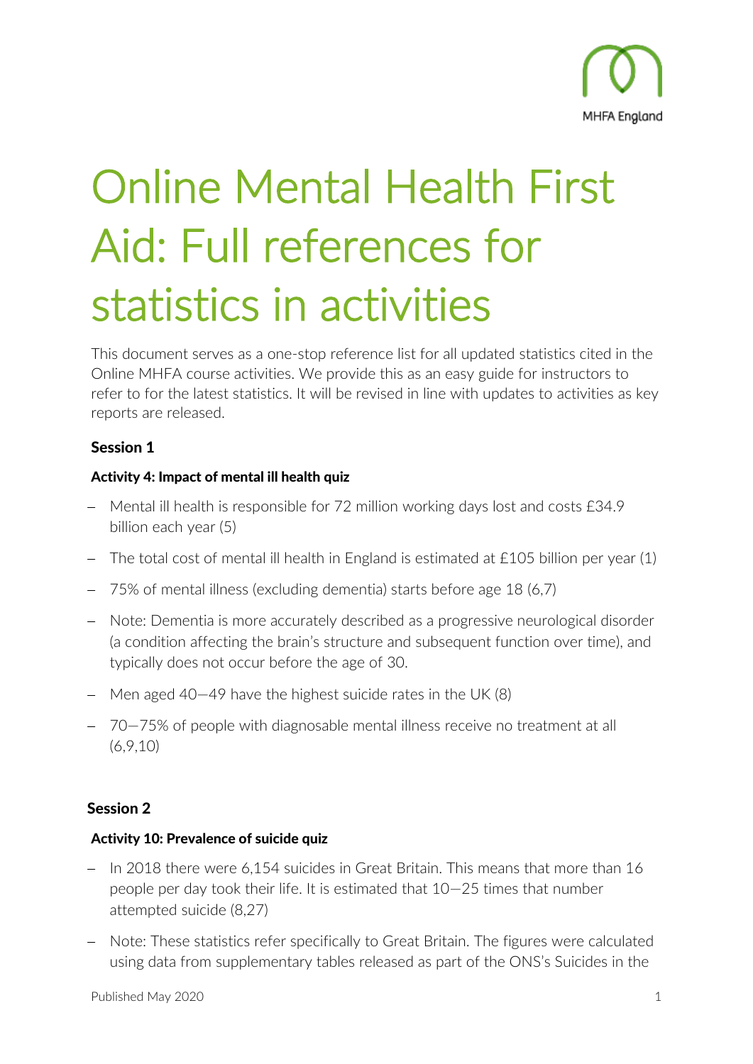# Online Mental Health First Aid: Full references for statistics in activities

This document serves as a one-stop reference list for all updated statistics cited in the Online MHFA course activities. We provide this as an easy guide for instructors to refer to for the latest statistics. It will be revised in line with updates to activities as key reports are released.

## Session 1

### Activity 4: Impact of mental ill health quiz

- Mental ill health is responsible for 72 million working days lost and costs £34.9 billion each year (5)
- The total cost of mental ill health in England is estimated at £105 billion per year (1)
- 75% of mental illness (excluding dementia) starts before age 18 (6,7)
- Note: Dementia is more accurately described as a progressive neurological disorder (a condition affecting the brain's structure and subsequent function over time), and typically does not occur before the age of 30.
- Men aged 40—49 have the highest suicide rates in the UK (8)
- 70—75% of people with diagnosable mental illness receive no treatment at all (6,9,10)

## Session 2

### Activity 10: Prevalence of suicide quiz

- In 2018 there were 6,154 suicides in Great Britain. This means that more than 16 people per day took their life. It is estimated that 10—25 times that number attempted suicide (8,27)
- Note: These statistics refer specifically to Great Britain. The figures were calculated using data from supplementary tables released as part of the ONS's Suicides in the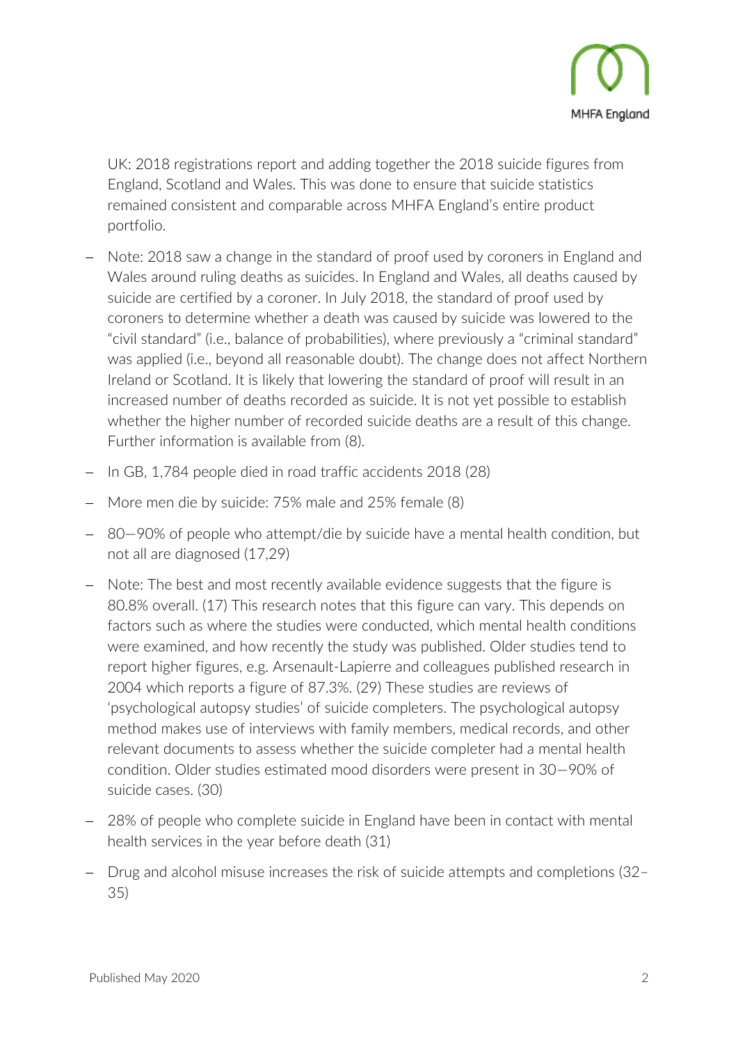UK: 2018 registrations report and adding together the 2018 suicide figures from England, Scotland and Wales. This was done to ensure that suicide statistics remained consistent and comparable across MHFA England's entire product portfolio.

- Note: 2018 saw a change in the standard of proof used by coroners in England and Wales around ruling deaths as suicides. In England and Wales, all deaths caused by suicide are certified by a coroner. In July 2018, the standard of proof used by coroners to determine whether a death was caused by suicide was lowered to the "civil standard" (i.e., balance of probabilities), where previously a "criminal standard" was applied (i.e., beyond all reasonable doubt). The change does not affect Northern Ireland or Scotland. It is likely that lowering the standard of proof will result in an increased number of deaths recorded as suicide. It is not yet possible to establish whether the higher number of recorded suicide deaths are a result of this change. Further information is available from (8).
- In GB, 1,784 people died in road traffic accidents 2018 (28)
- More men die by suicide: 75% male and 25% female (8)
- 80—90% of people who attempt/die by suicide have a mental health condition, but not all are diagnosed (17,29)
- Note: The best and most recently available evidence suggests that the figure is 80.8% overall. (17) This research notes that this figure can vary. This depends on factors such as where the studies were conducted, which mental health conditions were examined, and how recently the study was published. Older studies tend to report higher figures, e.g. Arsenault-Lapierre and colleagues published research in 2004 which reports a figure of 87.3%. (29) These studies are reviews of 'psychological autopsy studies' of suicide completers. The psychological autopsy method makes use of interviews with family members, medical records, and other relevant documents to assess whether the suicide completer had a mental health condition. Older studies estimated mood disorders were present in 30—90% of suicide cases. (30)
- 28% of people who complete suicide in England have been in contact with mental health services in the year before death (31)
- Drug and alcohol misuse increases the risk of suicide attempts and completions (32–35)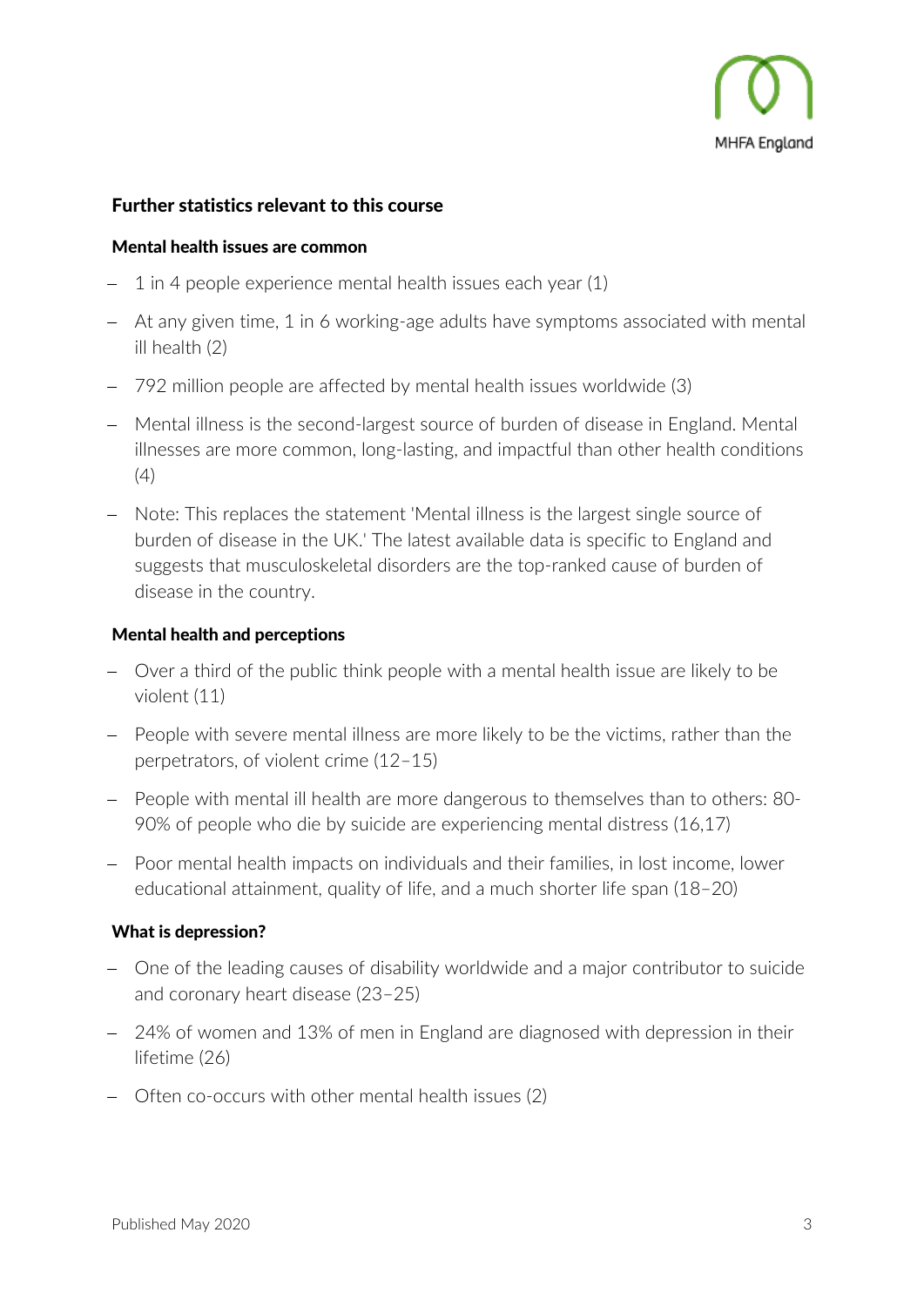## Further statistics relevant to this course

### Mental health issues are common

- 1 in 4 people experience mental health issues each year (1)
- At any given time, 1 in 6 working-age adults have symptoms associated with mental ill health (2)
- 792 million people are affected by mental health issues worldwide (3)
- Mental illness is the second-largest source of burden of disease in England. Mental illnesses are more common, long-lasting, and impactful than other health conditions (4)
- Note: This replaces the statement 'Mental illness is the largest single source of burden of disease in the UK.' The latest available data is specific to England and suggests that musculoskeletal disorders are the top-ranked cause of burden of disease in the country.

### Mental health and perceptions

- Over a third of the public think people with a mental health issue are likely to be violent (11)
- People with severe mental illness are more likely to be the victims, rather than the perpetrators, of violent crime (12–15)
- People with mental ill health are more dangerous to themselves than to others: 80-90% of people who die by suicide are experiencing mental distress (16,17)
- Poor mental health impacts on individuals and their families, in lost income, lower educational attainment, quality of life, and a much shorter life span (18–20)

### What is depression?

- One of the leading causes of disability worldwide and a major contributor to suicide and coronary heart disease (23–25)
- 24% of women and 13% of men in England are diagnosed with depression in their lifetime (26)
- Often co-occurs with other mental health issues (2)

Published May 2020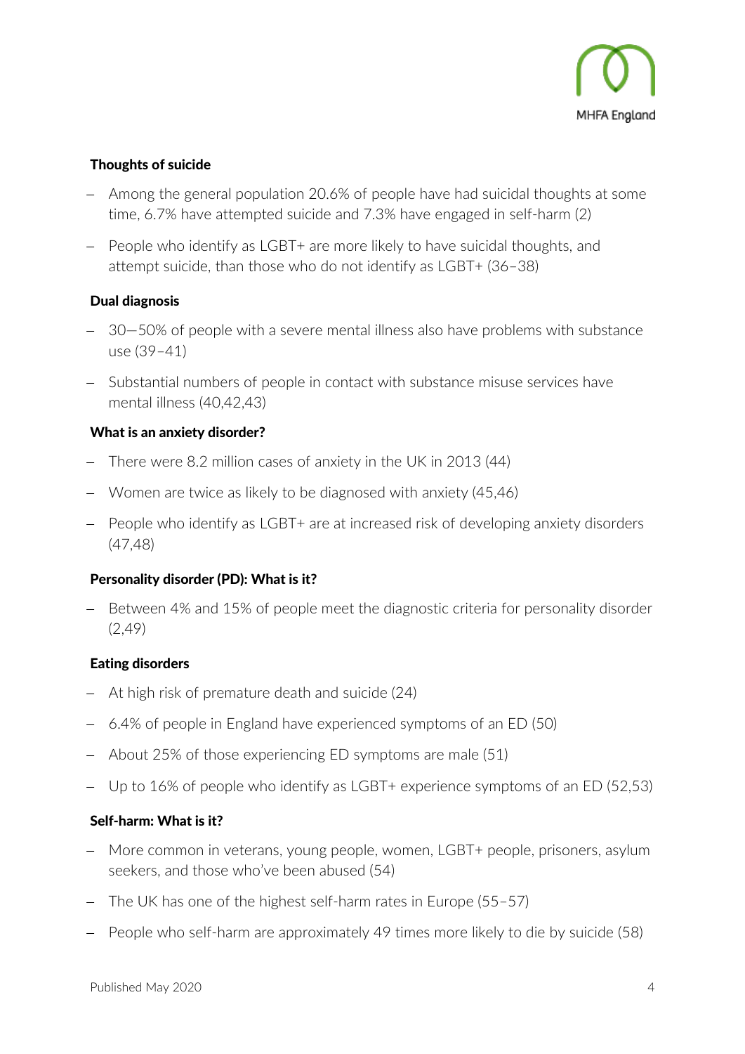**Thoughts of suicide**

- Among the general population 20.6% of people have had suicidal thoughts at some time, 6.7% have attempted suicide and 7.3% have engaged in self-harm (2)
- People who identify as LGBT+ are more likely to have suicidal thoughts, and attempt suicide, than those who do not identify as LGBT+ (36–38)

**Dual diagnosis**

- 30—50% of people with a severe mental illness also have problems with substance use (39–41)
- Substantial numbers of people in contact with substance misuse services have mental illness (40,42,43)

**What is an anxiety disorder?**

- There were 8.2 million cases of anxiety in the UK in 2013 (44)
- Women are twice as likely to be diagnosed with anxiety (45,46)
- People who identify as LGBT+ are at increased risk of developing anxiety disorders (47,48)

**Personality disorder (PD): What is it?**

- Between 4% and 15% of people meet the diagnostic criteria for personality disorder (2,49)

**Eating disorders**

- At high risk of premature death and suicide (24)
- 6.4% of people in England have experienced symptoms of an ED (50)
- About 25% of those experiencing ED symptoms are male (51)
- Up to 16% of people who identify as LGBT+ experience symptoms of an ED (52,53)

**Self-harm: What is it?**

- More common in veterans, young people, women, LGBT+ people, prisoners, asylum seekers, and those who've been abused (54)
- The UK has one of the highest self-harm rates in Europe (55–57)
- People who self-harm are approximately 49 times more likely to die by suicide (58)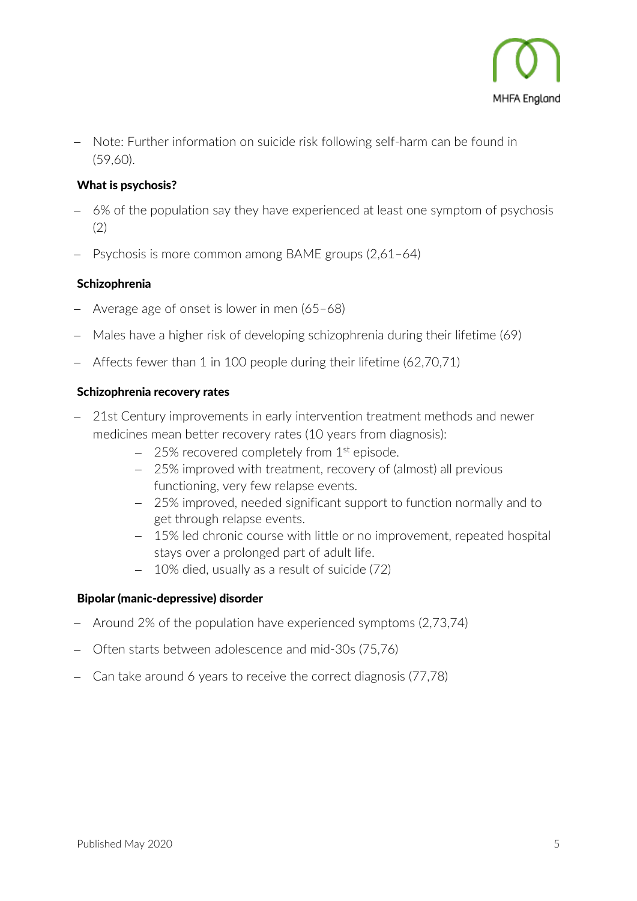- Note: Further information on suicide risk following self-harm can be found in (59,60).

**What is psychosis?**

- 6% of the population say they have experienced at least one symptom of psychosis (2)
- Psychosis is more common among BAME groups (2,61–64)

**Schizophrenia**

- Average age of onset is lower in men (65–68)
- Males have a higher risk of developing schizophrenia during their lifetime (69)
- Affects fewer than 1 in 100 people during their lifetime (62,70,71)

**Schizophrenia recovery rates**

- 21st Century improvements in early intervention treatment methods and newer medicines mean better recovery rates (10 years from diagnosis):
  - 25% recovered completely from 1st episode.
  - 25% improved with treatment, recovery of (almost) all previous functioning, very few relapse events.
  - 25% improved, needed significant support to function normally and to get through relapse events.
  - 15% led chronic course with little or no improvement, repeated hospital stays over a prolonged part of adult life.
  - 10% died, usually as a result of suicide (72)

**Bipolar (manic-depressive) disorder**

- Around 2% of the population have experienced symptoms (2,73,74)
- Often starts between adolescence and mid-30s (75,76)
- Can take around 6 years to receive the correct diagnosis (77,78)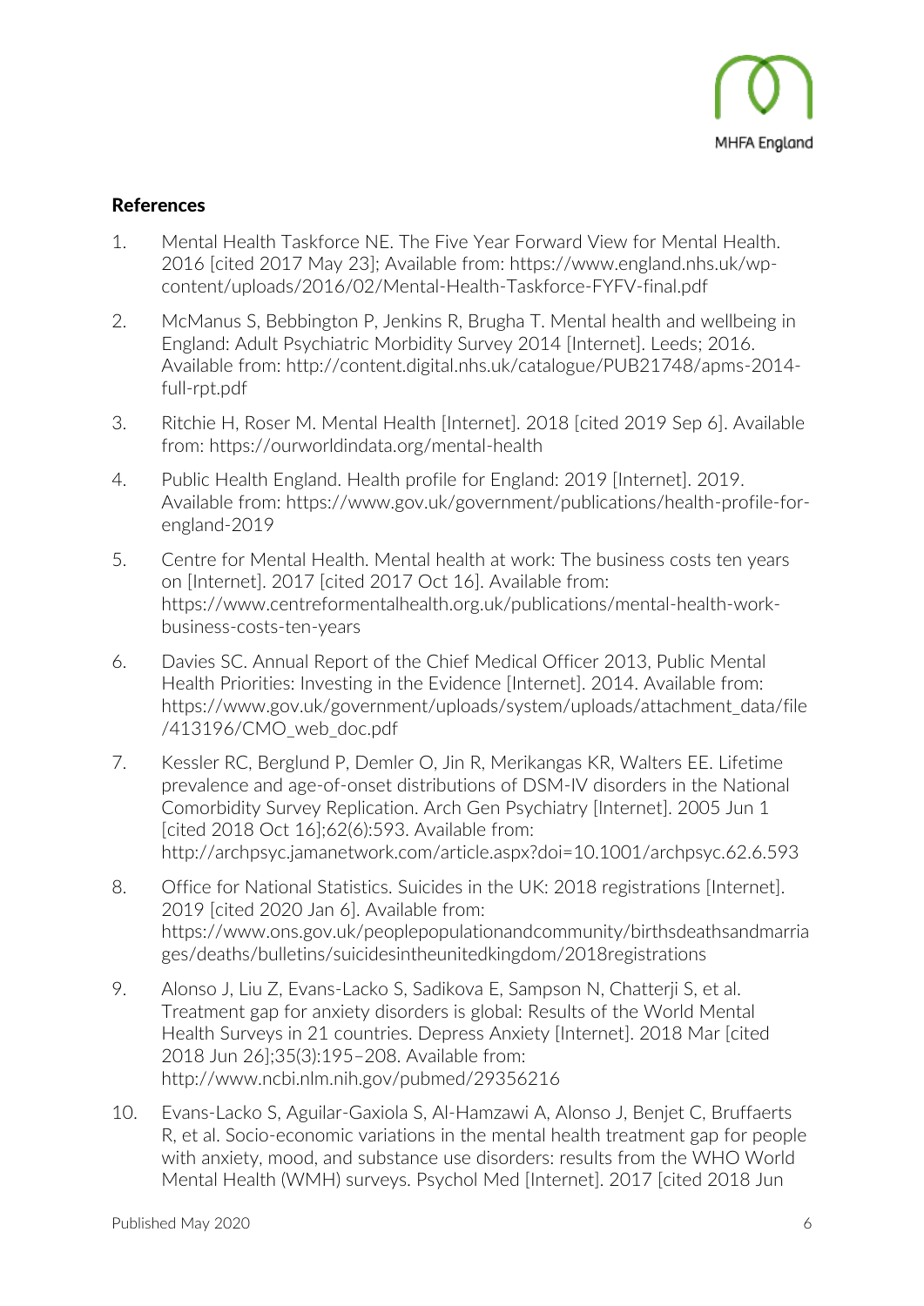## References

1. Mental Health Taskforce NE. The Five Year Forward View for Mental Health. 2016 [cited 2017 May 23]; Available from: https://www.england.nhs.uk/wp-content/uploads/2016/02/Mental-Health-Taskforce-FYFV-final.pdf

2. McManus S, Bebbington P, Jenkins R, Brugha T. Mental health and wellbeing in England: Adult Psychiatric Morbidity Survey 2014 [Internet]. Leeds; 2016. Available from: http://content.digital.nhs.uk/catalogue/PUB21748/apms-2014-full-rpt.pdf

3. Ritchie H, Roser M. Mental Health [Internet]. 2018 [cited 2019 Sep 6]. Available from: https://ourworldindata.org/mental-health

4. Public Health England. Health profile for England: 2019 [Internet]. 2019. Available from: https://www.gov.uk/government/publications/health-profile-for-england-2019

5. Centre for Mental Health. Mental health at work: The business costs ten years on [Internet]. 2017 [cited 2017 Oct 16]. Available from: https://www.centreformentalhealth.org.uk/publications/mental-health-work-business-costs-ten-years

6. Davies SC. Annual Report of the Chief Medical Officer 2013, Public Mental Health Priorities: Investing in the Evidence [Internet]. 2014. Available from: https://www.gov.uk/government/uploads/system/uploads/attachment_data/file/413196/CMO_web_doc.pdf

7. Kessler RC, Berglund P, Demler O, Jin R, Merikangas KR, Walters EE. Lifetime prevalence and age-of-onset distributions of DSM-IV disorders in the National Comorbidity Survey Replication. Arch Gen Psychiatry [Internet]. 2005 Jun 1 [cited 2018 Oct 16];62(6):593. Available from: http://archpsyc.jamanetwork.com/article.aspx?doi=10.1001/archpsyc.62.6.593

8. Office for National Statistics. Suicides in the UK: 2018 registrations [Internet]. 2019 [cited 2020 Jan 6]. Available from: https://www.ons.gov.uk/peoplepopulationandcommunity/birthsdeathsandmarriages/deaths/bulletins/suicidesintheunitedkingdom/2018registrations

9. Alonso J, Liu Z, Evans-Lacko S, Sadikova E, Sampson N, Chatterji S, et al. Treatment gap for anxiety disorders is global: Results of the World Mental Health Surveys in 21 countries. Depress Anxiety [Internet]. 2018 Mar [cited 2018 Jun 26];35(3):195–208. Available from: http://www.ncbi.nlm.nih.gov/pubmed/29356216

10. Evans-Lacko S, Aguilar-Gaxiola S, Al-Hamzawi A, Alonso J, Benjet C, Bruffaerts R, et al. Socio-economic variations in the mental health treatment gap for people with anxiety, mood, and substance use disorders: results from the WHO World Mental Health (WMH) surveys. Psychol Med [Internet]. 2017 [cited 2018 Jun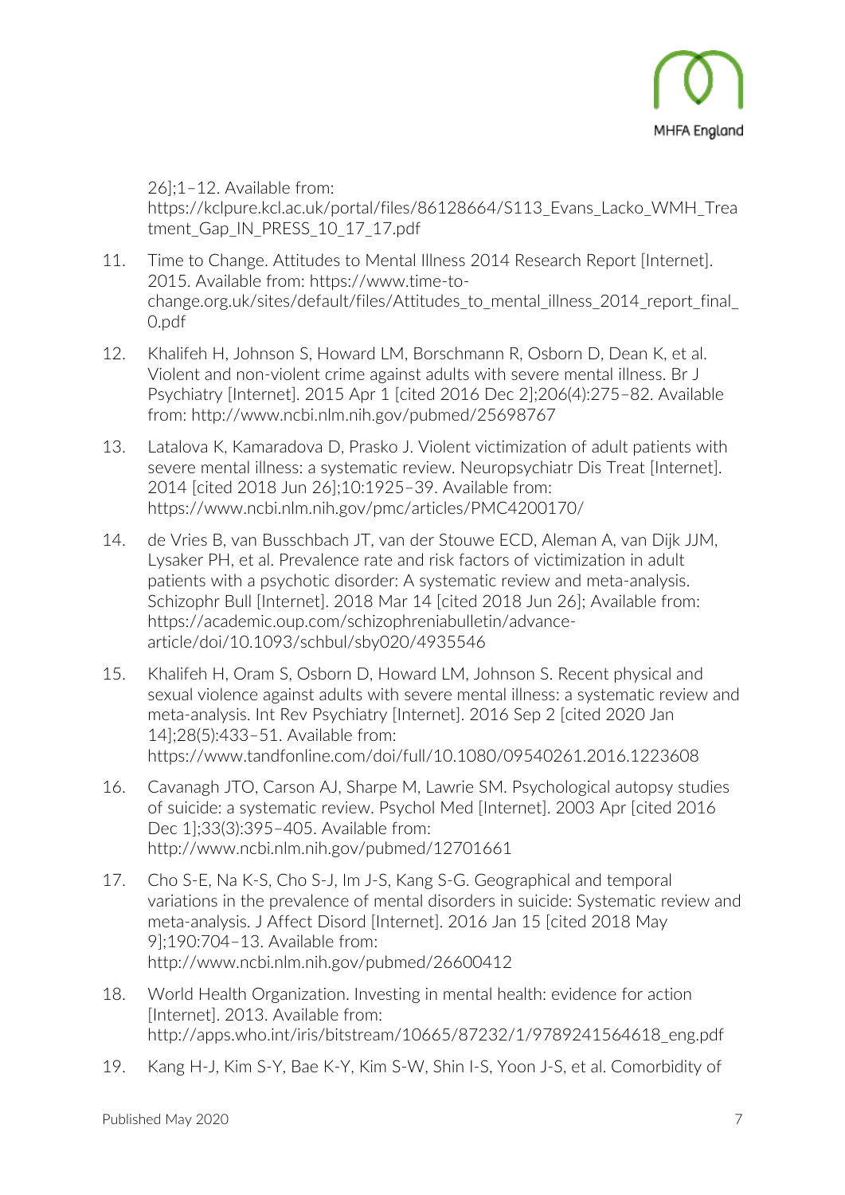26];1–12. Available from: https://kclpure.kcl.ac.uk/portal/files/86128664/S113_Evans_Lacko_WMH_Treatment_Gap_IN_PRESS_10_17_17.pdf

11. Time to Change. Attitudes to Mental Illness 2014 Research Report [Internet]. 2015. Available from: https://www.time-to-change.org.uk/sites/default/files/Attitudes_to_mental_illness_2014_report_final_0.pdf

12. Khalifeh H, Johnson S, Howard LM, Borschmann R, Osborn D, Dean K, et al. Violent and non-violent crime against adults with severe mental illness. Br J Psychiatry [Internet]. 2015 Apr 1 [cited 2016 Dec 2];206(4):275–82. Available from: http://www.ncbi.nlm.nih.gov/pubmed/25698767

13. Latalova K, Kamaradova D, Prasko J. Violent victimization of adult patients with severe mental illness: a systematic review. Neuropsychiatr Dis Treat [Internet]. 2014 [cited 2018 Jun 26];10:1925–39. Available from: https://www.ncbi.nlm.nih.gov/pmc/articles/PMC4200170/

14. de Vries B, van Busschbach JT, van der Stouwe ECD, Aleman A, van Dijk JJM, Lysaker PH, et al. Prevalence rate and risk factors of victimization in adult patients with a psychotic disorder: A systematic review and meta-analysis. Schizophr Bull [Internet]. 2018 Mar 14 [cited 2018 Jun 26]; Available from: https://academic.oup.com/schizophreniabulletin/advance-article/doi/10.1093/schbul/sby020/4935546

15. Khalifeh H, Oram S, Osborn D, Howard LM, Johnson S. Recent physical and sexual violence against adults with severe mental illness: a systematic review and meta-analysis. Int Rev Psychiatry [Internet]. 2016 Sep 2 [cited 2020 Jan 14];28(5):433–51. Available from: https://www.tandfonline.com/doi/full/10.1080/09540261.2016.1223608

16. Cavanagh JTO, Carson AJ, Sharpe M, Lawrie SM. Psychological autopsy studies of suicide: a systematic review. Psychol Med [Internet]. 2003 Apr [cited 2016 Dec 1];33(3):395–405. Available from: http://www.ncbi.nlm.nih.gov/pubmed/12701661

17. Cho S-E, Na K-S, Cho S-J, Im J-S, Kang S-G. Geographical and temporal variations in the prevalence of mental disorders in suicide: Systematic review and meta-analysis. J Affect Disord [Internet]. 2016 Jan 15 [cited 2018 May 9];190:704–13. Available from: http://www.ncbi.nlm.nih.gov/pubmed/26600412

18. World Health Organization. Investing in mental health: evidence for action [Internet]. 2013. Available from: http://apps.who.int/iris/bitstream/10665/87232/1/9789241564618_eng.pdf

19. Kang H-J, Kim S-Y, Bae K-Y, Kim S-W, Shin I-S, Yoon J-S, et al. Comorbidity of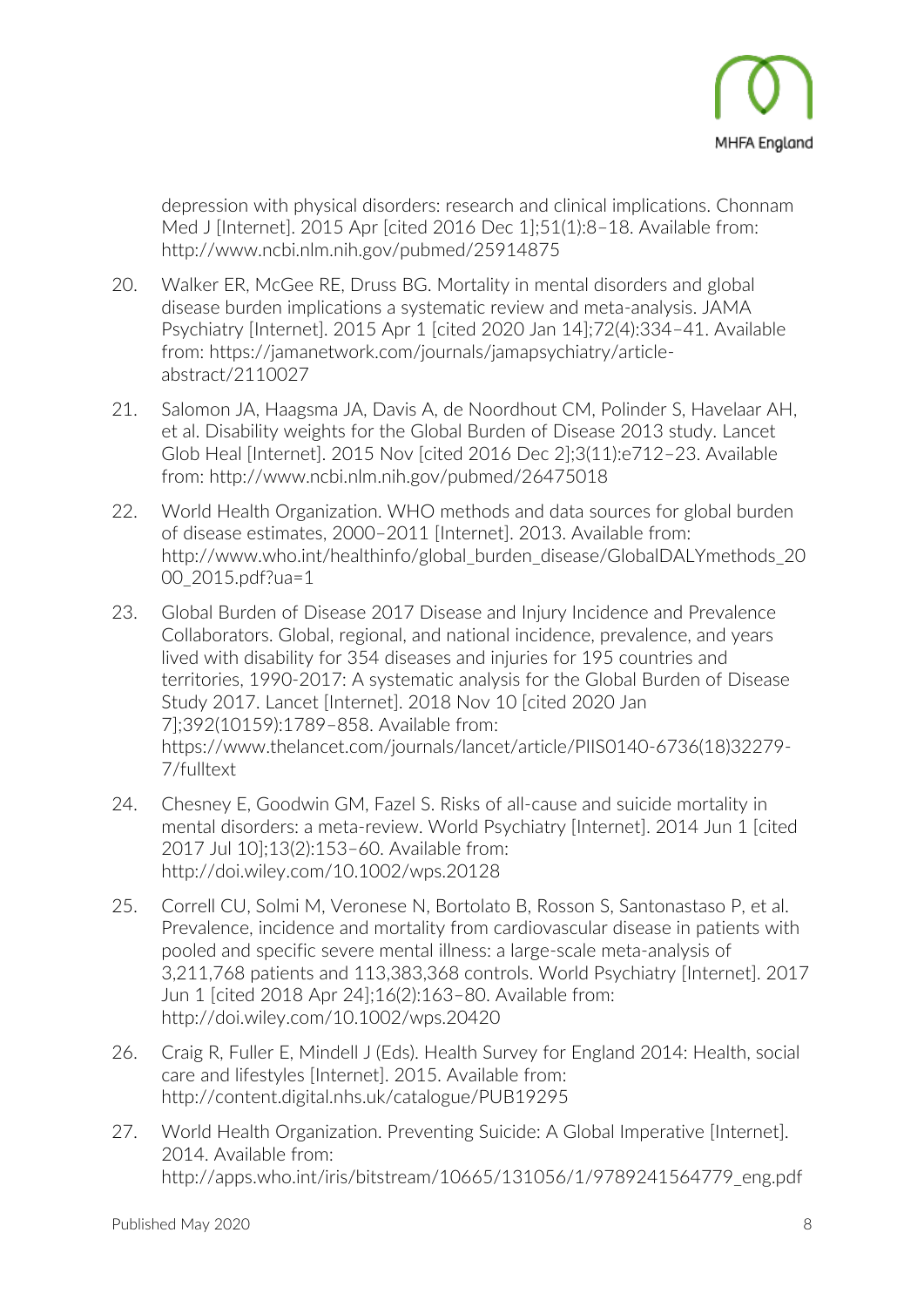depression with physical disorders: research and clinical implications. Chonnam Med J [Internet]. 2015 Apr [cited 2016 Dec 1];51(1):8–18. Available from: http://www.ncbi.nlm.nih.gov/pubmed/25914875

20. Walker ER, McGee RE, Druss BG. Mortality in mental disorders and global disease burden implications a systematic review and meta-analysis. JAMA Psychiatry [Internet]. 2015 Apr 1 [cited 2020 Jan 14];72(4):334–41. Available from: https://jamanetwork.com/journals/jamapsychiatry/article-abstract/2110027

21. Salomon JA, Haagsma JA, Davis A, de Noordhout CM, Polinder S, Havelaar AH, et al. Disability weights for the Global Burden of Disease 2013 study. Lancet Glob Heal [Internet]. 2015 Nov [cited 2016 Dec 2];3(11):e712–23. Available from: http://www.ncbi.nlm.nih.gov/pubmed/26475018

22. World Health Organization. WHO methods and data sources for global burden of disease estimates, 2000–2011 [Internet]. 2013. Available from: http://www.who.int/healthinfo/global_burden_disease/GlobalDALYmethods_2000_2015.pdf?ua=1

23. Global Burden of Disease 2017 Disease and Injury Incidence and Prevalence Collaborators. Global, regional, and national incidence, prevalence, and years lived with disability for 354 diseases and injuries for 195 countries and territories, 1990-2017: A systematic analysis for the Global Burden of Disease Study 2017. Lancet [Internet]. 2018 Nov 10 [cited 2020 Jan 7];392(10159):1789–858. Available from: https://www.thelancet.com/journals/lancet/article/PIIS0140-6736(18)32279-7/fulltext

24. Chesney E, Goodwin GM, Fazel S. Risks of all-cause and suicide mortality in mental disorders: a meta-review. World Psychiatry [Internet]. 2014 Jun 1 [cited 2017 Jul 10];13(2):153–60. Available from: http://doi.wiley.com/10.1002/wps.20128

25. Correll CU, Solmi M, Veronese N, Bortolato B, Rosson S, Santonastaso P, et al. Prevalence, incidence and mortality from cardiovascular disease in patients with pooled and specific severe mental illness: a large-scale meta-analysis of 3,211,768 patients and 113,383,368 controls. World Psychiatry [Internet]. 2017 Jun 1 [cited 2018 Apr 24];16(2):163–80. Available from: http://doi.wiley.com/10.1002/wps.20420

26. Craig R, Fuller E, Mindell J (Eds). Health Survey for England 2014: Health, social care and lifestyles [Internet]. 2015. Available from: http://content.digital.nhs.uk/catalogue/PUB19295

27. World Health Organization. Preventing Suicide: A Global Imperative [Internet]. 2014. Available from: http://apps.who.int/iris/bitstream/10665/131056/1/9789241564779_eng.pdf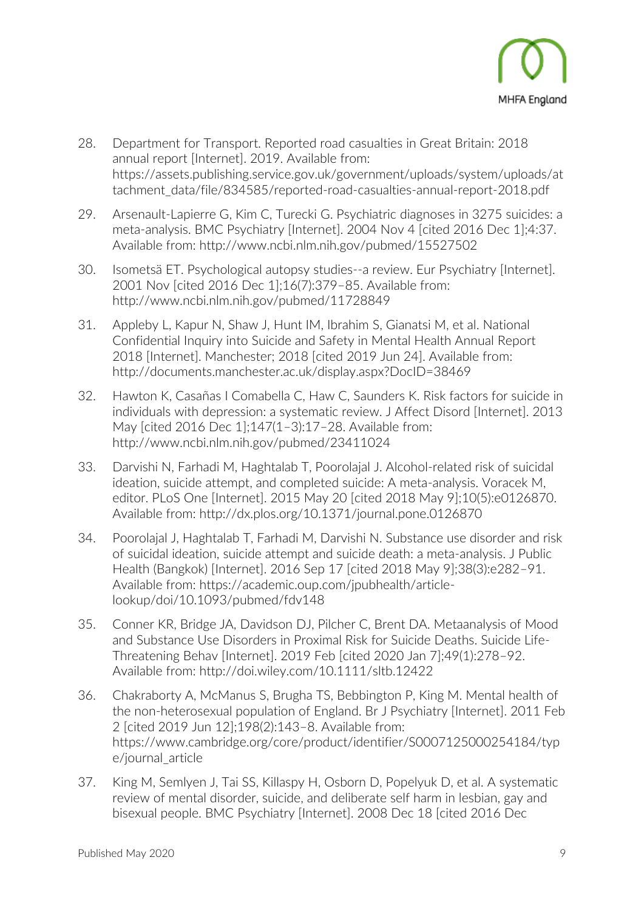28. Department for Transport. Reported road casualties in Great Britain: 2018 annual report [Internet]. 2019. Available from: https://assets.publishing.service.gov.uk/government/uploads/system/uploads/attachment_data/file/834585/reported-road-casualties-annual-report-2018.pdf

29. Arsenault-Lapierre G, Kim C, Turecki G. Psychiatric diagnoses in 3275 suicides: a meta-analysis. BMC Psychiatry [Internet]. 2004 Nov 4 [cited 2016 Dec 1];4:37. Available from: http://www.ncbi.nlm.nih.gov/pubmed/15527502

30. Isometsä ET. Psychological autopsy studies--a review. Eur Psychiatry [Internet]. 2001 Nov [cited 2016 Dec 1];16(7):379–85. Available from: http://www.ncbi.nlm.nih.gov/pubmed/11728849

31. Appleby L, Kapur N, Shaw J, Hunt IM, Ibrahim S, Gianatsi M, et al. National Confidential Inquiry into Suicide and Safety in Mental Health Annual Report 2018 [Internet]. Manchester; 2018 [cited 2019 Jun 24]. Available from: http://documents.manchester.ac.uk/display.aspx?DocID=38469

32. Hawton K, Casañas I Comabella C, Haw C, Saunders K. Risk factors for suicide in individuals with depression: a systematic review. J Affect Disord [Internet]. 2013 May [cited 2016 Dec 1];147(1–3):17–28. Available from: http://www.ncbi.nlm.nih.gov/pubmed/23411024

33. Darvishi N, Farhadi M, Haghtalab T, Poorolajal J. Alcohol-related risk of suicidal ideation, suicide attempt, and completed suicide: A meta-analysis. Voracek M, editor. PLoS One [Internet]. 2015 May 20 [cited 2018 May 9];10(5):e0126870. Available from: http://dx.plos.org/10.1371/journal.pone.0126870

34. Poorolajal J, Haghtalab T, Farhadi M, Darvishi N. Substance use disorder and risk of suicidal ideation, suicide attempt and suicide death: a meta-analysis. J Public Health (Bangkok) [Internet]. 2016 Sep 17 [cited 2018 May 9];38(3):e282–91. Available from: https://academic.oup.com/jpubhealth/article-lookup/doi/10.1093/pubmed/fdv148

35. Conner KR, Bridge JA, Davidson DJ, Pilcher C, Brent DA. Metaanalysis of Mood and Substance Use Disorders in Proximal Risk for Suicide Deaths. Suicide Life-Threatening Behav [Internet]. 2019 Feb [cited 2020 Jan 7];49(1):278–92. Available from: http://doi.wiley.com/10.1111/sltb.12422

36. Chakraborty A, McManus S, Brugha TS, Bebbington P, King M. Mental health of the non-heterosexual population of England. Br J Psychiatry [Internet]. 2011 Feb 2 [cited 2019 Jun 12];198(2):143–8. Available from: https://www.cambridge.org/core/product/identifier/S0007125000254184/type/journal_article

37. King M, Semlyen J, Tai SS, Killaspy H, Osborn D, Popelyuk D, et al. A systematic review of mental disorder, suicide, and deliberate self harm in lesbian, gay and bisexual people. BMC Psychiatry [Internet]. 2008 Dec 18 [cited 2016 Dec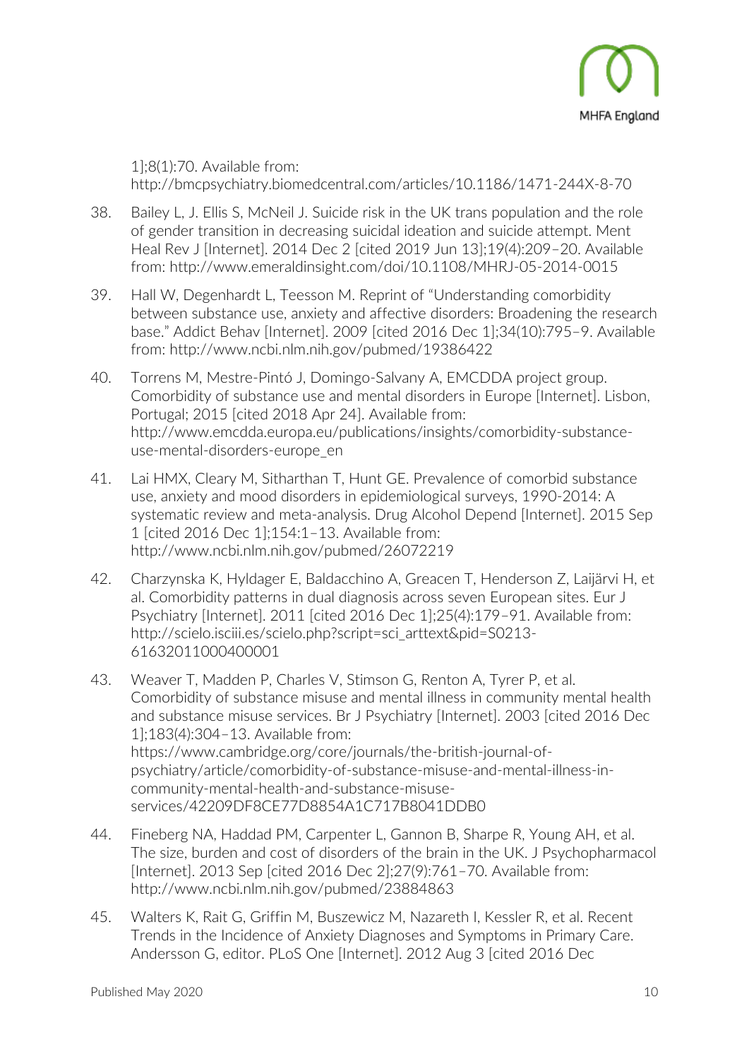1];8(1):70. Available from: http://bmcpsychiatry.biomedcentral.com/articles/10.1186/1471-244X-8-70

38. Bailey L, J. Ellis S, McNeil J. Suicide risk in the UK trans population and the role of gender transition in decreasing suicidal ideation and suicide attempt. Ment Heal Rev J [Internet]. 2014 Dec 2 [cited 2019 Jun 13];19(4):209–20. Available from: http://www.emeraldinsight.com/doi/10.1108/MHRJ-05-2014-0015

39. Hall W, Degenhardt L, Teesson M. Reprint of "Understanding comorbidity between substance use, anxiety and affective disorders: Broadening the research base." Addict Behav [Internet]. 2009 [cited 2016 Dec 1];34(10):795–9. Available from: http://www.ncbi.nlm.nih.gov/pubmed/19386422

40. Torrens M, Mestre-Pintó J, Domingo-Salvany A, EMCDDA project group. Comorbidity of substance use and mental disorders in Europe [Internet]. Lisbon, Portugal; 2015 [cited 2018 Apr 24]. Available from: http://www.emcdda.europa.eu/publications/insights/comorbidity-substance-use-mental-disorders-europe_en

41. Lai HMX, Cleary M, Sitharthan T, Hunt GE. Prevalence of comorbid substance use, anxiety and mood disorders in epidemiological surveys, 1990-2014: A systematic review and meta-analysis. Drug Alcohol Depend [Internet]. 2015 Sep 1 [cited 2016 Dec 1];154:1–13. Available from: http://www.ncbi.nlm.nih.gov/pubmed/26072219

42. Charzynska K, Hyldager E, Baldacchino A, Greacen T, Henderson Z, Laijärvi H, et al. Comorbidity patterns in dual diagnosis across seven European sites. Eur J Psychiatry [Internet]. 2011 [cited 2016 Dec 1];25(4):179–91. Available from: http://scielo.isciii.es/scielo.php?script=sci_arttext&pid=S0213-61632011000400001

43. Weaver T, Madden P, Charles V, Stimson G, Renton A, Tyrer P, et al. Comorbidity of substance misuse and mental illness in community mental health and substance misuse services. Br J Psychiatry [Internet]. 2003 [cited 2016 Dec 1];183(4):304–13. Available from: https://www.cambridge.org/core/journals/the-british-journal-of-psychiatry/article/comorbidity-of-substance-misuse-and-mental-illness-in-community-mental-health-and-substance-misuse-services/42209DF8CE77D8854A1C717B8041DDB0

44. Fineberg NA, Haddad PM, Carpenter L, Gannon B, Sharpe R, Young AH, et al. The size, burden and cost of disorders of the brain in the UK. J Psychopharmacol [Internet]. 2013 Sep [cited 2016 Dec 2];27(9):761–70. Available from: http://www.ncbi.nlm.nih.gov/pubmed/23884863

45. Walters K, Rait G, Griffin M, Buszewicz M, Nazareth I, Kessler R, et al. Recent Trends in the Incidence of Anxiety Diagnoses and Symptoms in Primary Care. Andersson G, editor. PLoS One [Internet]. 2012 Aug 3 [cited 2016 Dec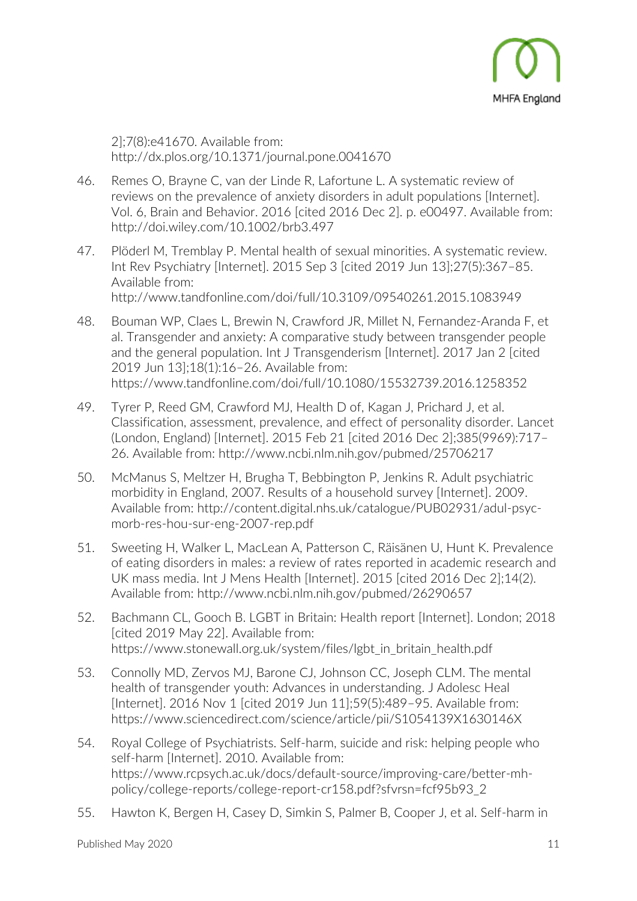2];7(8):e41670. Available from: http://dx.plos.org/10.1371/journal.pone.0041670

46. Remes O, Brayne C, van der Linde R, Lafortune L. A systematic review of reviews on the prevalence of anxiety disorders in adult populations [Internet]. Vol. 6, Brain and Behavior. 2016 [cited 2016 Dec 2]. p. e00497. Available from: http://doi.wiley.com/10.1002/brb3.497

47. Plöderl M, Tremblay P. Mental health of sexual minorities. A systematic review. Int Rev Psychiatry [Internet]. 2015 Sep 3 [cited 2019 Jun 13];27(5):367–85. Available from: http://www.tandfonline.com/doi/full/10.3109/09540261.2015.1083949

48. Bouman WP, Claes L, Brewin N, Crawford JR, Millet N, Fernandez-Aranda F, et al. Transgender and anxiety: A comparative study between transgender people and the general population. Int J Transgenderism [Internet]. 2017 Jan 2 [cited 2019 Jun 13];18(1):16–26. Available from: https://www.tandfonline.com/doi/full/10.1080/15532739.2016.1258352

49. Tyrer P, Reed GM, Crawford MJ, Health D of, Kagan J, Prichard J, et al. Classification, assessment, prevalence, and effect of personality disorder. Lancet (London, England) [Internet]. 2015 Feb 21 [cited 2016 Dec 2];385(9969):717–26. Available from: http://www.ncbi.nlm.nih.gov/pubmed/25706217

50. McManus S, Meltzer H, Brugha T, Bebbington P, Jenkins R. Adult psychiatric morbidity in England, 2007. Results of a household survey [Internet]. 2009. Available from: http://content.digital.nhs.uk/catalogue/PUB02931/adul-psyc-morb-res-hou-sur-eng-2007-rep.pdf

51. Sweeting H, Walker L, MacLean A, Patterson C, Räisänen U, Hunt K. Prevalence of eating disorders in males: a review of rates reported in academic research and UK mass media. Int J Mens Health [Internet]. 2015 [cited 2016 Dec 2];14(2). Available from: http://www.ncbi.nlm.nih.gov/pubmed/26290657

52. Bachmann CL, Gooch B. LGBT in Britain: Health report [Internet]. London; 2018 [cited 2019 May 22]. Available from: https://www.stonewall.org.uk/system/files/lgbt_in_britain_health.pdf

53. Connolly MD, Zervos MJ, Barone CJ, Johnson CC, Joseph CLM. The mental health of transgender youth: Advances in understanding. J Adolesc Heal [Internet]. 2016 Nov 1 [cited 2019 Jun 11];59(5):489–95. Available from: https://www.sciencedirect.com/science/article/pii/S1054139X1630146X

54. Royal College of Psychiatrists. Self-harm, suicide and risk: helping people who self-harm [Internet]. 2010. Available from: https://www.rcpsych.ac.uk/docs/default-source/improving-care/better-mh-policy/college-reports/college-report-cr158.pdf?sfvrsn=fcf95b93_2

55. Hawton K, Bergen H, Casey D, Simkin S, Palmer B, Cooper J, et al. Self-harm in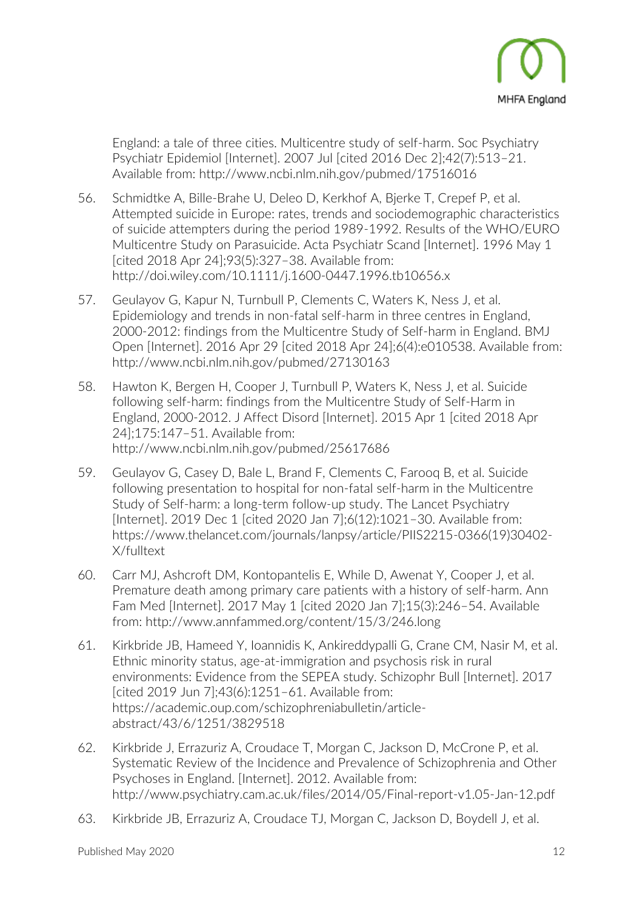England: a tale of three cities. Multicentre study of self-harm. Soc Psychiatry Psychiatr Epidemiol [Internet]. 2007 Jul [cited 2016 Dec 2];42(7):513–21. Available from: http://www.ncbi.nlm.nih.gov/pubmed/17516016

56. Schmidtke A, Bille-Brahe U, Deleo D, Kerkhof A, Bjerke T, Crepef P, et al. Attempted suicide in Europe: rates, trends and sociodemographic characteristics of suicide attempters during the period 1989-1992. Results of the WHO/EURO Multicentre Study on Parasuicide. Acta Psychiatr Scand [Internet]. 1996 May 1 [cited 2018 Apr 24];93(5):327–38. Available from: http://doi.wiley.com/10.1111/j.1600-0447.1996.tb10656.x

57. Geulayov G, Kapur N, Turnbull P, Clements C, Waters K, Ness J, et al. Epidemiology and trends in non-fatal self-harm in three centres in England, 2000-2012: findings from the Multicentre Study of Self-harm in England. BMJ Open [Internet]. 2016 Apr 29 [cited 2018 Apr 24];6(4):e010538. Available from: http://www.ncbi.nlm.nih.gov/pubmed/27130163

58. Hawton K, Bergen H, Cooper J, Turnbull P, Waters K, Ness J, et al. Suicide following self-harm: findings from the Multicentre Study of Self-Harm in England, 2000-2012. J Affect Disord [Internet]. 2015 Apr 1 [cited 2018 Apr 24];175:147–51. Available from: http://www.ncbi.nlm.nih.gov/pubmed/25617686

59. Geulayov G, Casey D, Bale L, Brand F, Clements C, Farooq B, et al. Suicide following presentation to hospital for non-fatal self-harm in the Multicentre Study of Self-harm: a long-term follow-up study. The Lancet Psychiatry [Internet]. 2019 Dec 1 [cited 2020 Jan 7];6(12):1021–30. Available from: https://www.thelancet.com/journals/lanpsy/article/PIIS2215-0366(19)30402-X/fulltext

60. Carr MJ, Ashcroft DM, Kontopantelis E, While D, Awenat Y, Cooper J, et al. Premature death among primary care patients with a history of self-harm. Ann Fam Med [Internet]. 2017 May 1 [cited 2020 Jan 7];15(3):246–54. Available from: http://www.annfammed.org/content/15/3/246.long

61. Kirkbride JB, Hameed Y, Ioannidis K, Ankireddypalli G, Crane CM, Nasir M, et al. Ethnic minority status, age-at-immigration and psychosis risk in rural environments: Evidence from the SEPEA study. Schizophr Bull [Internet]. 2017 [cited 2019 Jun 7];43(6):1251–61. Available from: https://academic.oup.com/schizophreniabulletin/article-abstract/43/6/1251/3829518

62. Kirkbride J, Errazuriz A, Croudace T, Morgan C, Jackson D, McCrone P, et al. Systematic Review of the Incidence and Prevalence of Schizophrenia and Other Psychoses in England. [Internet]. 2012. Available from: http://www.psychiatry.cam.ac.uk/files/2014/05/Final-report-v1.05-Jan-12.pdf

63. Kirkbride JB, Errazuriz A, Croudace TJ, Morgan C, Jackson D, Boydell J, et al.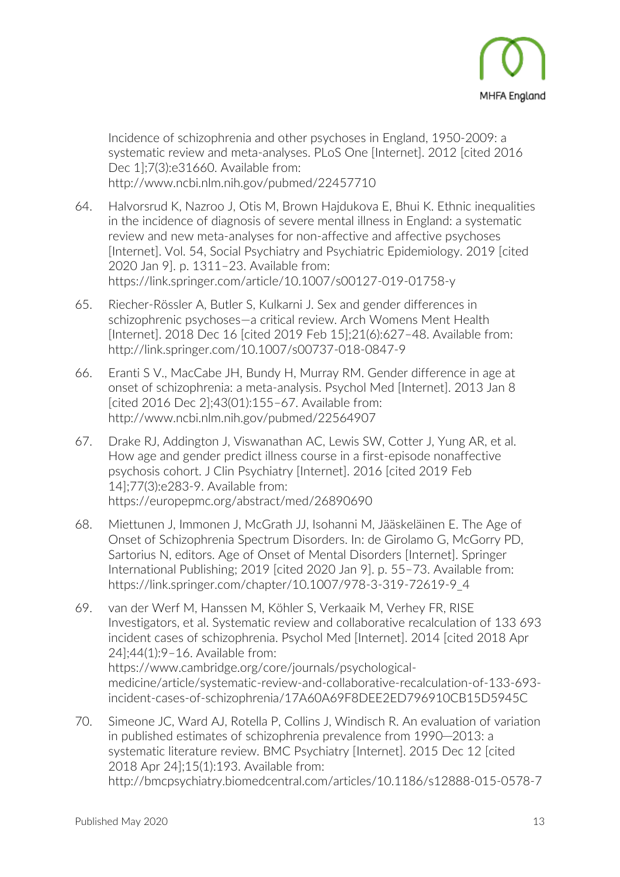Incidence of schizophrenia and other psychoses in England, 1950-2009: a systematic review and meta-analyses. PLoS One [Internet]. 2012 [cited 2016 Dec 1];7(3):e31660. Available from: http://www.ncbi.nlm.nih.gov/pubmed/22457710

64. Halvorsrud K, Nazroo J, Otis M, Brown Hajdukova E, Bhui K. Ethnic inequalities in the incidence of diagnosis of severe mental illness in England: a systematic review and new meta-analyses for non-affective and affective psychoses [Internet]. Vol. 54, Social Psychiatry and Psychiatric Epidemiology. 2019 [cited 2020 Jan 9]. p. 1311–23. Available from: https://link.springer.com/article/10.1007/s00127-019-01758-y

65. Riecher-Rössler A, Butler S, Kulkarni J. Sex and gender differences in schizophrenic psychoses—a critical review. Arch Womens Ment Health [Internet]. 2018 Dec 16 [cited 2019 Feb 15];21(6):627–48. Available from: http://link.springer.com/10.1007/s00737-018-0847-9

66. Eranti S V., MacCabe JH, Bundy H, Murray RM. Gender difference in age at onset of schizophrenia: a meta-analysis. Psychol Med [Internet]. 2013 Jan 8 [cited 2016 Dec 2];43(01):155–67. Available from: http://www.ncbi.nlm.nih.gov/pubmed/22564907

67. Drake RJ, Addington J, Viswanathan AC, Lewis SW, Cotter J, Yung AR, et al. How age and gender predict illness course in a first-episode nonaffective psychosis cohort. J Clin Psychiatry [Internet]. 2016 [cited 2019 Feb 14];77(3):e283-9. Available from: https://europepmc.org/abstract/med/26890690

68. Miettunen J, Immonen J, McGrath JJ, Isohanni M, Jääskeläinen E. The Age of Onset of Schizophrenia Spectrum Disorders. In: de Girolamo G, McGorry PD, Sartorius N, editors. Age of Onset of Mental Disorders [Internet]. Springer International Publishing; 2019 [cited 2020 Jan 9]. p. 55–73. Available from: https://link.springer.com/chapter/10.1007/978-3-319-72619-9_4

69. van der Werf M, Hanssen M, Köhler S, Verkaaik M, Verhey FR, RISE Investigators, et al. Systematic review and collaborative recalculation of 133 693 incident cases of schizophrenia. Psychol Med [Internet]. 2014 [cited 2018 Apr 24];44(1):9–16. Available from: https://www.cambridge.org/core/journals/psychological-medicine/article/systematic-review-and-collaborative-recalculation-of-133-693-incident-cases-of-schizophrenia/17A60A69F8DEE2ED796910CB15D5945C

70. Simeone JC, Ward AJ, Rotella P, Collins J, Windisch R. An evaluation of variation in published estimates of schizophrenia prevalence from 1990─2013: a systematic literature review. BMC Psychiatry [Internet]. 2015 Dec 12 [cited 2018 Apr 24];15(1):193. Available from: http://bmcpsychiatry.biomedcentral.com/articles/10.1186/s12888-015-0578-7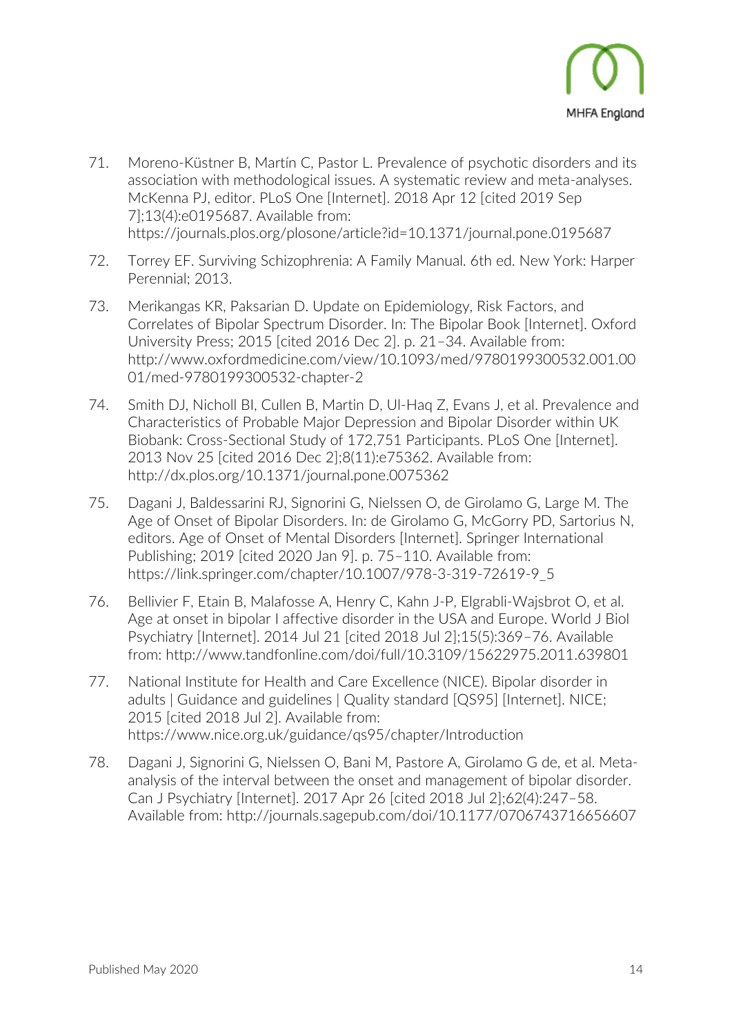71. Moreno-Küstner B, Martín C, Pastor L. Prevalence of psychotic disorders and its association with methodological issues. A systematic review and meta-analyses. McKenna PJ, editor. PLoS One [Internet]. 2018 Apr 12 [cited 2019 Sep 7];13(4):e0195687. Available from: https://journals.plos.org/plosone/article?id=10.1371/journal.pone.0195687

72. Torrey EF. Surviving Schizophrenia: A Family Manual. 6th ed. New York: Harper Perennial; 2013.

73. Merikangas KR, Paksarian D. Update on Epidemiology, Risk Factors, and Correlates of Bipolar Spectrum Disorder. In: The Bipolar Book [Internet]. Oxford University Press; 2015 [cited 2016 Dec 2]. p. 21–34. Available from: http://www.oxfordmedicine.com/view/10.1093/med/9780199300532.001.0001/med-9780199300532-chapter-2

74. Smith DJ, Nicholl BI, Cullen B, Martin D, Ul-Haq Z, Evans J, et al. Prevalence and Characteristics of Probable Major Depression and Bipolar Disorder within UK Biobank: Cross-Sectional Study of 172,751 Participants. PLoS One [Internet]. 2013 Nov 25 [cited 2016 Dec 2];8(11):e75362. Available from: http://dx.plos.org/10.1371/journal.pone.0075362

75. Dagani J, Baldessarini RJ, Signorini G, Nielssen O, de Girolamo G, Large M. The Age of Onset of Bipolar Disorders. In: de Girolamo G, McGorry PD, Sartorius N, editors. Age of Onset of Mental Disorders [Internet]. Springer International Publishing; 2019 [cited 2020 Jan 9]. p. 75–110. Available from: https://link.springer.com/chapter/10.1007/978-3-319-72619-9_5

76. Bellivier F, Etain B, Malafosse A, Henry C, Kahn J-P, Elgrabli-Wajsbrot O, et al. Age at onset in bipolar I affective disorder in the USA and Europe. World J Biol Psychiatry [Internet]. 2014 Jul 21 [cited 2018 Jul 2];15(5):369–76. Available from: http://www.tandfonline.com/doi/full/10.3109/15622975.2011.639801

77. National Institute for Health and Care Excellence (NICE). Bipolar disorder in adults | Guidance and guidelines | Quality standard [QS95] [Internet]. NICE; 2015 [cited 2018 Jul 2]. Available from: https://www.nice.org.uk/guidance/qs95/chapter/Introduction

78. Dagani J, Signorini G, Nielssen O, Bani M, Pastore A, Girolamo G de, et al. Meta-analysis of the interval between the onset and management of bipolar disorder. Can J Psychiatry [Internet]. 2017 Apr 26 [cited 2018 Jul 2];62(4):247–58. Available from: http://journals.sagepub.com/doi/10.1177/0706743716656607